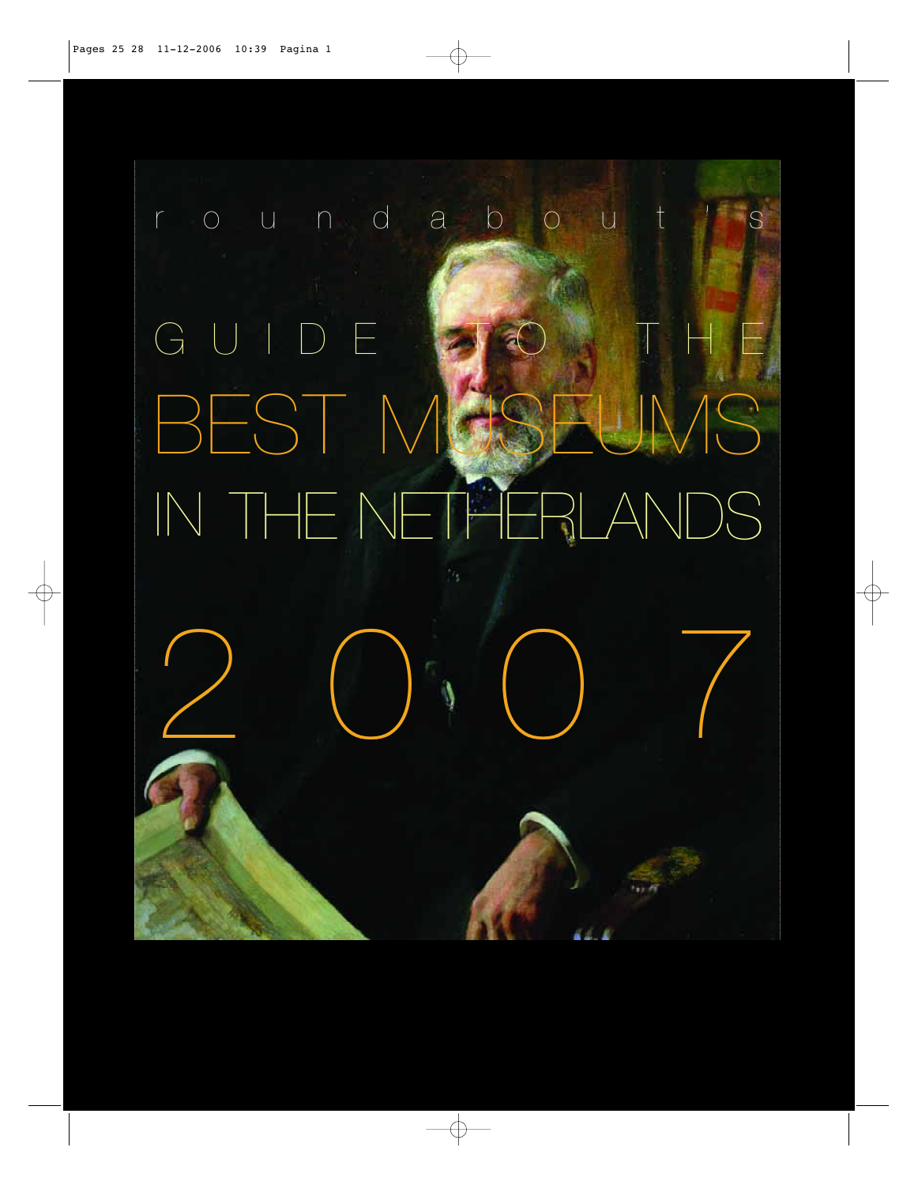roundabout's

# GUIDE TO THE BEST MUSEUMS IN THE NETHERLANDS

# 2007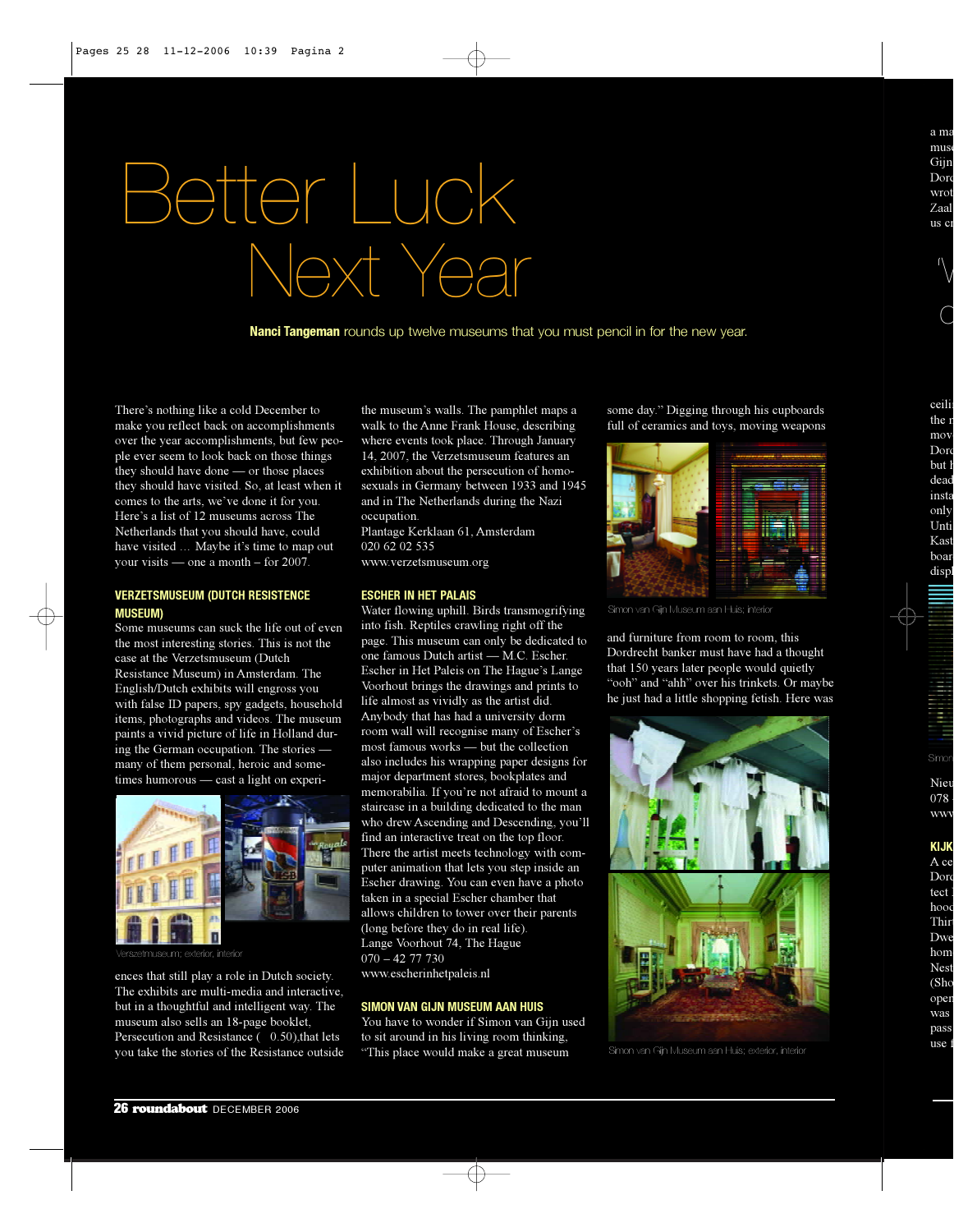# Better Luck Next Year

**Nanci Tangeman** rounds up twelve museums that you must pencil in for the new year.

There's nothing like a cold December to make you reflect back on accomplishments over the year accomplishments, but few people ever seem to look back on those things they should have done — or those places they should have visited. So, at least when it comes to the arts, we've done it for you. Here's a list of 12 museums across The Netherlands that you should have, could have visited … Maybe it's time to map out your visits — one a month – for 2007.

### VERZETSMUSEUM (DUTCH RESISTENCE MUSEUM)

Some museums can suck the life out of even the most interesting stories. This is not the case at the Verzetsmuseum (Dutch Resistance Museum) in Amsterdam. The English/Dutch exhibits will engross you with false ID papers, spy gadgets, household items, photographs and videos. The museum paints a vivid picture of life in Holland during the German occupation. The stories — many of them personal, heroic and sometimes humorous — cast a light on experiences that still play a role in Dutch society. The exhibits are multi-media and interactive, but in a thoughtful and intelligent way. The museum also sells an 18-page booklet, Persecution and Resistance ( 0.50),that lets you take the stories of the Resistance outside the museum's walls. The pamphlet maps a walk to the Anne Frank House, describing where events took place. Through January 14, 2007, the Verzetsmuseum features an exhibition about the persecution of homosexuals in Germany between 1933 and 1945 and in The Netherlands during the Nazi occupation.

Verzetsmuseum; exterior, interior

Plantage Kerklaan 61, Amsterdam
020 62 02 535
www.verzetsmuseum.org

### ESCHER IN HET PALAIS

Water flowing uphill. Birds transmogrifying into fish. Reptiles crawling right off the page. This museum can only be dedicated to one famous Dutch artist — M.C. Escher. Escher in Het Paleis on The Hague's Lange Voorhout brings the drawings and prints to life almost as vividly as the artist did. Anybody that has had a university dorm room wall will recognise many of Escher's most famous works — but the collection also includes his wrapping paper designs for major department stores, bookplates and memorabilia. If you're not afraid to mount a staircase in a building dedicated to the man who drew Ascending and Descending, you'll find an interactive treat on the top floor. There the artist meets technology with computer animation that lets you step inside an Escher drawing. You can even have a photo taken in a special Escher chamber that allows children to tower over their parents (long before they do in real life).

Lange Voorhout 74, The Hague
070 – 42 77 730
www.escherinhetpaleis.nl

### SIMON VAN GIJN MUSEUM AAN HUIS

You have to wonder if Simon van Gijn used to sit around in his living room thinking, "This place would make a great museum some day." Digging through his cupboards full of ceramics and toys, moving weapons and furniture from room to room, this Dordrecht banker must have had a thought that 150 years later people would quietly "ooh" and "ahh" over his trinkets. Or maybe he just had a little shopping fetish. Here was

Simon van Gijn Museum aan Huis; interior

Simon van Gijn Museum aan Huis; exterior, interior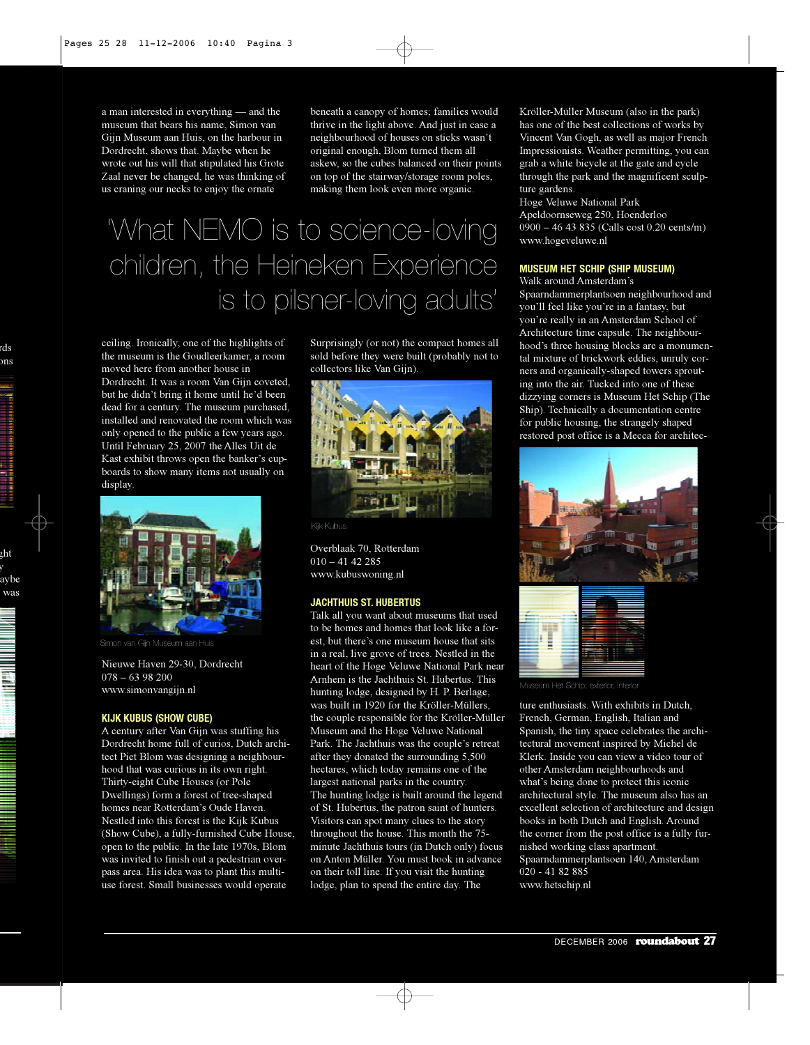a man interested in everything — and the museum that bears his name, Simon van Gijn Museum aan Huis, on the harbour in Dordrecht, shows that. Maybe when he wrote out his will that stipulated his Grote Zaal never be changed, he was thinking of us craning our necks to enjoy the ornate ceiling. Ironically, one of the highlights of the museum is the Goudleerkamer, a room moved here from another house in Dordrecht. It was a room Van Gijn coveted, but he didn't bring it home until he'd been dead for a century. The museum purchased, installed and renovated the room which was only opened to the public a few years ago. Until February 25, 2007 the Alles Uit de Kast exhibit throws open the banker's cupboards to show many items not usually on display.

Simon van Gijn Museum aan Huis

Nieuwe Haven 29-30, Dordrecht
078 – 63 98 200
www.simonvangijn.nl

### KIJK KUBUS (SHOW CUBE)

A century after Van Gijn was stuffing his Dordrecht home full of curios, Dutch architect Piet Blom was designing a neighbourhood that was curious in its own right. Thirty-eight Cube Houses (or Pole Dwellings) form a forest of tree-shaped homes near Rotterdam's Oude Haven. Nestled into this forest is the Kijk Kubus (Show Cube), a fully-furnished Cube House, open to the public. In the late 1970s, Blom was invited to finish out a pedestrian overpass area. His idea was to plant this multi-use forest. Small businesses would operate beneath a canopy of homes; families would thrive in the light above. And just in case a neighbourhood of houses on sticks wasn't original enough, Blom turned them all askew, so the cubes balanced on their points on top of the stairway/storage room poles, making them look even more organic.

> 'What NEMO is to science-loving children, the Heineken Experience is to pilsner-loving adults'

Surprisingly (or not) the compact homes all sold before they were built (probably not to collectors like Van Gijn).

Kijk Kubus

Overblaak 70, Rotterdam
010 – 41 42 285
www.kubuswoning.nl

### JACHTHUIS ST. HUBERTUS

Talk all you want about museums that used to be homes and homes that look like a forest, but there's one museum house that sits in a real, live grove of trees. Nestled in the heart of the Hoge Veluwe National Park near Arnhem is the Jachthuis St. Hubertus. This hunting lodge, designed by H. P. Berlage, was built in 1920 for the Kröller-Müllers, the couple responsible for the Kröller-Müller Museum and the Hoge Veluwe National Park. The Jachthuis was the couple's retreat after they donated the surrounding 5,500 hectares, which today remains one of the largest national parks in the country.
The hunting lodge is built around the legend of St. Hubertus, the patron saint of hunters. Visitors can spot many clues to the story throughout the house. This month the 75-minute Jachthuis tours (in Dutch only) focus on Anton Müller. You must book in advance on their toll line. If you visit the hunting lodge, plan to spend the entire day. The Kröller-Müller Museum (also in the park) has one of the best collections of works by Vincent Van Gogh, as well as major French Impressionists. Weather permitting, you can grab a white bicycle at the gate and cycle through the park and the magnificent sculpture gardens.

Hoge Veluwe National Park
Apeldoornseweg 250, Hoenderloo
0900 – 46 43 835 (Calls cost 0.20 cents/m)
www.hogeveluwe.nl

### MUSEUM HET SCHIP (SHIP MUSEUM)

Walk around Amsterdam's Spaarndammerplantsoen neighbourhood and you'll feel like you're in a fantasy, but you're really in an Amsterdam School of Architecture time capsule. The neighbourhood's three housing blocks are a monumental mixture of brickwork eddies, unruly corners and organically-shaped towers sprouting into the air. Tucked into one of these dizzying corners is Museum Het Schip (The Ship). Technically a documentation centre for public housing, the strangely shaped restored post office is a Mecca for architecture enthusiasts. With exhibits in Dutch, French, German, English, Italian and Spanish, the tiny space celebrates the architectural movement inspired by Michel de Klerk. Inside you can view a video tour of other Amsterdam neighbourhoods and what's being done to protect this iconic architectural style. The museum also has an excellent selection of architecture and design books in both Dutch and English. Around the corner from the post office is a fully furnished working class apartment.

Museum Het Schip; exterior, interior

Spaarndammerplantsoen 140, Amsterdam
020 - 41 82 885
www.hetschip.nl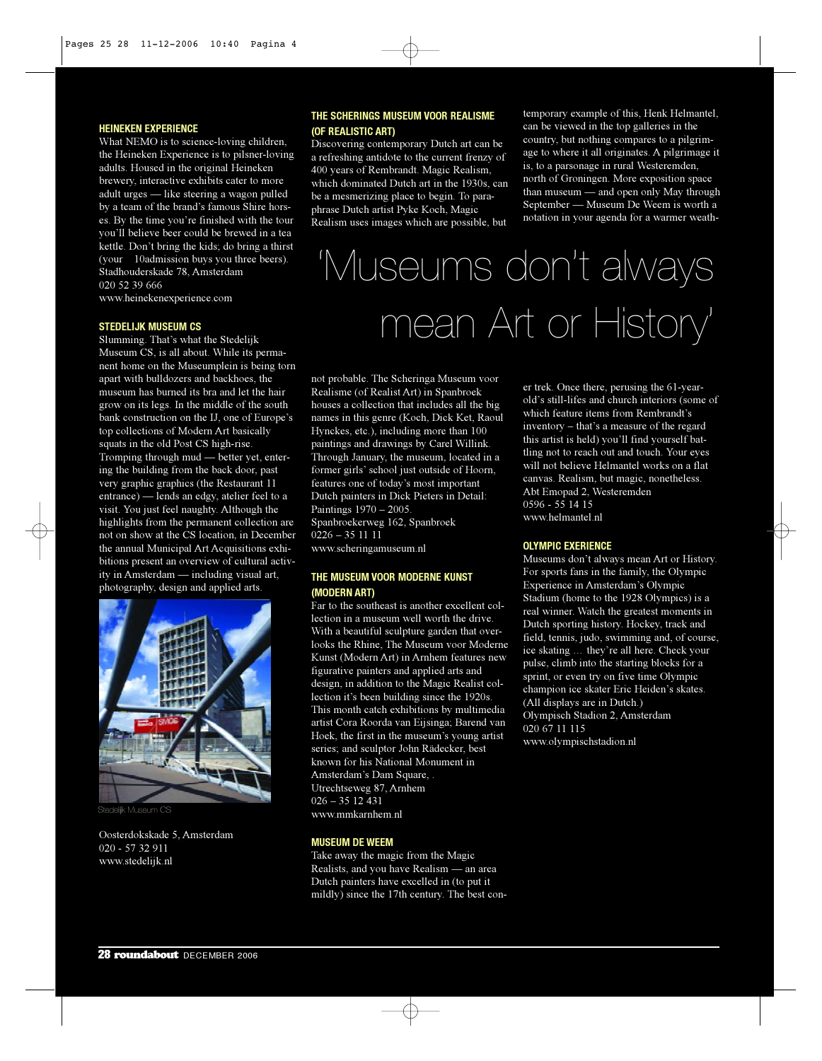### HEINEKEN EXPERIENCE

What NEMO is to science-loving children, the Heineken Experience is to pilsner-loving adults. Housed in the original Heineken brewery, interactive exhibits cater to more adult urges — like steering a wagon pulled by a team of the brand's famous Shire horses. By the time you're finished with the tour you'll believe beer could be brewed in a tea kettle. Don't bring the kids; do bring a thirst (your 10admission buys you three beers).
Stadhouderskade 78, Amsterdam
020 52 39 666
www.heinekenexperience.com

### STEDELIJK MUSEUM CS

Slumming. That's what the Stedelijk Museum CS, is all about. While its permanent home on the Museumplein is being torn apart with bulldozers and backhoes, the museum has burned its bra and let the hair grow on its legs. In the middle of the south bank construction on the IJ, one of Europe's top collections of Modern Art basically squats in the old Post CS high-rise. Tromping through mud — better yet, entering the building from the back door, past very graphic graphics (the Restaurant 11 entrance) — lends an edgy, atelier feel to a visit. You just feel naughty. Although the highlights from the permanent collection are not on show at the CS location, in December the annual Municipal Art Acquisitions exhibitions present an overview of cultural activity in Amsterdam — including visual art, photography, design and applied arts.

Stedelijk Museum CS

Oosterdokskade 5, Amsterdam
020 - 57 32 911
www.stedelijk.nl

### THE SCHERINGS MUSEUM VOOR REALISME (OF REALISTIC ART)

Discovering contemporary Dutch art can be a refreshing antidote to the current frenzy of 400 years of Rembrandt. Magic Realism, which dominated Dutch art in the 1930s, can be a mesmerizing place to begin. To paraphrase Dutch artist Pyke Koch, Magic Realism uses images which are possible, but not probable. The Scheringa Museum voor Realisme (of Realist Art) in Spanbroek houses a collection that includes all the big names in this genre (Koch, Dick Ket, Raoul Hynckes, etc.), including more than 100 paintings and drawings by Carel Willink. Through January, the museum, located in a former girls' school just outside of Hoorn, features one of today's most important Dutch painters in Dick Pieters in Detail: Paintings 1970 – 2005.
Spanbroekerweg 162, Spanbroek
0226 – 35 11 11
www.scheringamuseum.nl

### THE MUSEUM VOOR MODERNE KUNST (MODERN ART)

Far to the southeast is another excellent collection in a museum well worth the drive. With a beautiful sculpture garden that overlooks the Rhine, The Museum voor Moderne Kunst (Modern Art) in Arnhem features new figurative painters and applied arts and design, in addition to the Magic Realist collection it's been building since the 1920s. This month catch exhibitions by multimedia artist Cora Roorda van Eijsinga; Barend van Hoek, the first in the museum's young artist series; and sculptor John Rädecker, best known for his National Monument in Amsterdam's Dam Square, .
Utrechtseweg 87, Arnhem
026 – 35 12 431
www.mmkarnhem.nl

### MUSEUM DE WEEM

Take away the magic from the Magic Realists, and you have Realism — an area Dutch painters have excelled in (to put it mildly) since the 17th century. The best contemporary example of this, Henk Helmantel, can be viewed in the top galleries in the country, but nothing compares to a pilgrimage to where it all originates. A pilgrimage it is, to a parsonage in rural Westeremden, north of Groningen. More exposition space than museum — and open only May through September — Museum De Weem is worth a notation in your agenda for a warmer weather trek. Once there, perusing the 61-year-old's still-lifes and church interiors (some of which feature items from Rembrandt's inventory – that's a measure of the regard this artist is held) you'll find yourself battling not to reach out and touch. Your eyes will not believe Helmantel works on a flat canvas. Realism, but magic, nonetheless.
Abt Emopad 2, Westeremden
0596 - 55 14 15
www.helmantel.nl

## 'Museums don't always mean Art or History'

### OLYMPIC EXERIENCE

Museums don't always mean Art or History. For sports fans in the family, the Olympic Experience in Amsterdam's Olympic Stadium (home to the 1928 Olympics) is a real winner. Watch the greatest moments in Dutch sporting history. Hockey, track and field, tennis, judo, swimming and, of course, ice skating … they're all here. Check your pulse, climb into the starting blocks for a sprint, or even try on five time Olympic champion ice skater Eric Heiden's skates. (All displays are in Dutch.)
Olympisch Stadion 2, Amsterdam
020 67 11 115
www.olympischstadion.nl